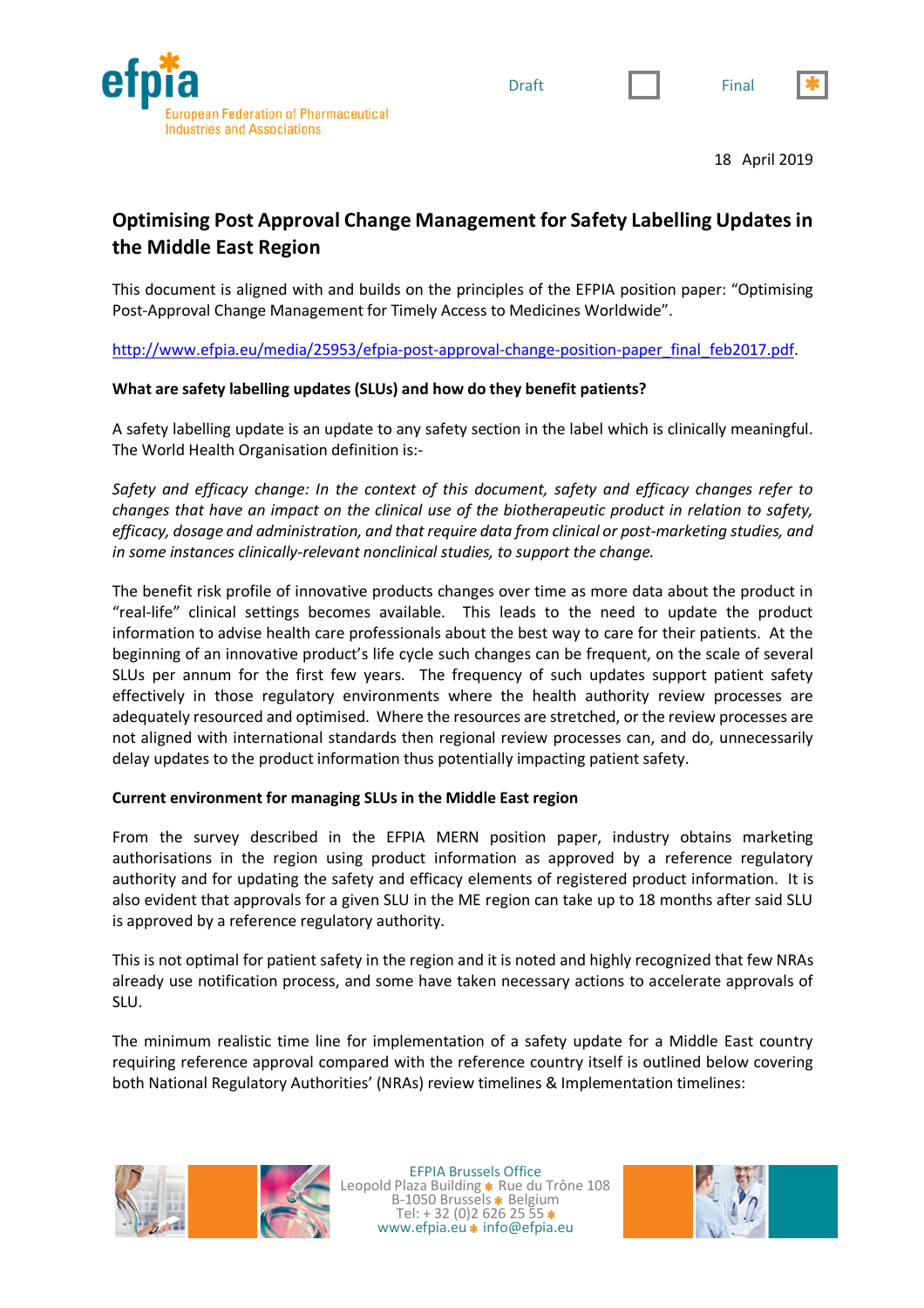Draft ☐ Final ☒

18 April 2019

# Optimising Post Approval Change Management for Safety Labelling Updates in the Middle East Region

This document is aligned with and builds on the principles of the EFPIA position paper: "Optimising Post-Approval Change Management for Timely Access to Medicines Worldwide".

http://www.efpia.eu/media/25953/efpia-post-approval-change-position-paper_final_feb2017.pdf.

**What are safety labelling updates (SLUs) and how do they benefit patients?**

A safety labelling update is an update to any safety section in the label which is clinically meaningful. The World Health Organisation definition is:-

*Safety and efficacy change: In the context of this document, safety and efficacy changes refer to changes that have an impact on the clinical use of the biotherapeutic product in relation to safety, efficacy, dosage and administration, and that require data from clinical or post-marketing studies, and in some instances clinically-relevant nonclinical studies, to support the change.*

The benefit risk profile of innovative products changes over time as more data about the product in "real-life" clinical settings becomes available. This leads to the need to update the product information to advise health care professionals about the best way to care for their patients. At the beginning of an innovative product's life cycle such changes can be frequent, on the scale of several SLUs per annum for the first few years. The frequency of such updates support patient safety effectively in those regulatory environments where the health authority review processes are adequately resourced and optimised. Where the resources are stretched, or the review processes are not aligned with international standards then regional review processes can, and do, unnecessarily delay updates to the product information thus potentially impacting patient safety.

**Current environment for managing SLUs in the Middle East region**

From the survey described in the EFPIA MERN position paper, industry obtains marketing authorisations in the region using product information as approved by a reference regulatory authority and for updating the safety and efficacy elements of registered product information. It is also evident that approvals for a given SLU in the ME region can take up to 18 months after said SLU is approved by a reference regulatory authority.

This is not optimal for patient safety in the region and it is noted and highly recognized that few NRAs already use notification process, and some have taken necessary actions to accelerate approvals of SLU.

The minimum realistic time line for implementation of a safety update for a Middle East country requiring reference approval compared with the reference country itself is outlined below covering both National Regulatory Authorities' (NRAs) review timelines & Implementation timelines: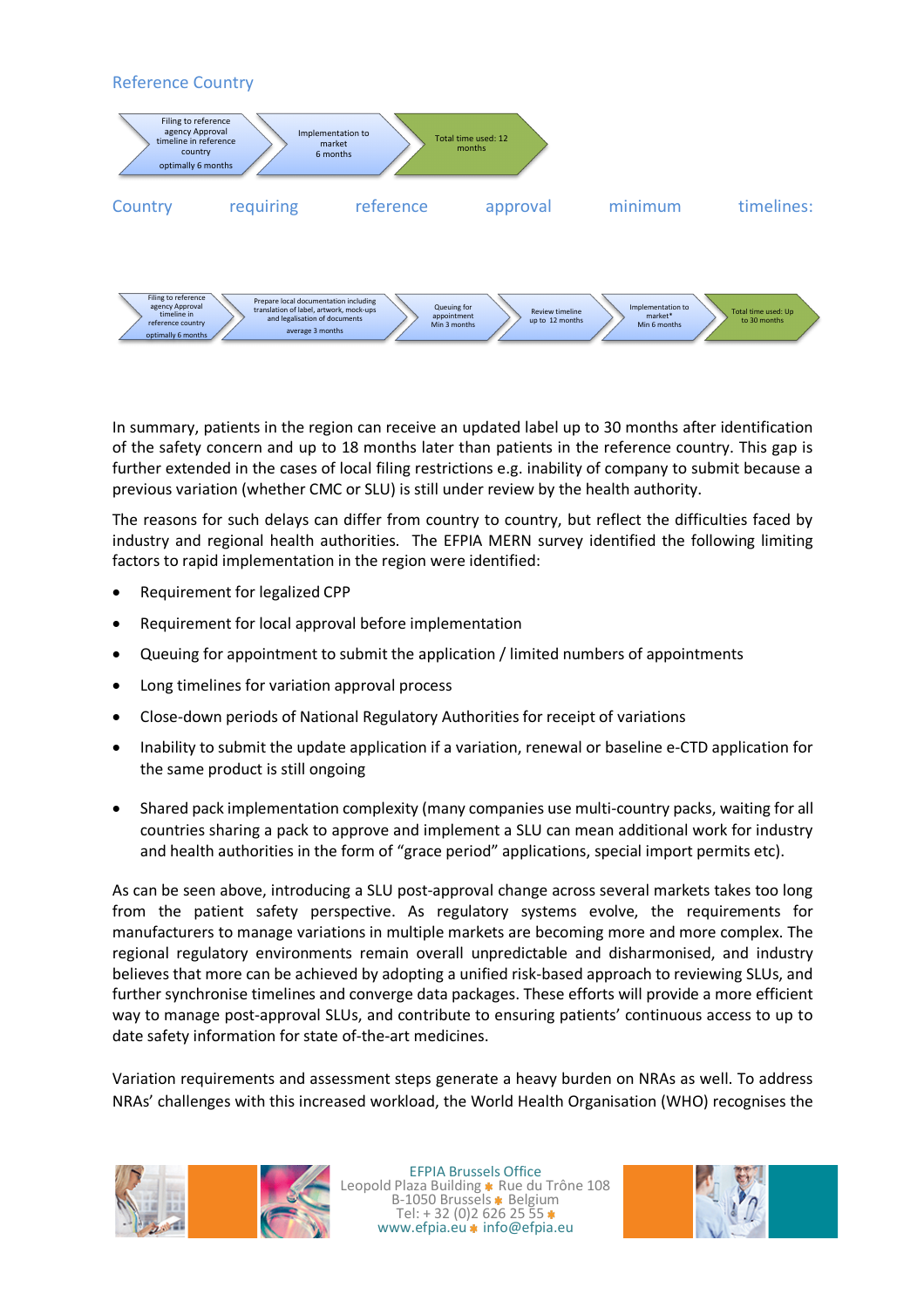Reference Country

Filing to reference agency Approval timeline in reference country optimally 6 months → Implementation to market 6 months → Total time used: 12 months

Country requiring reference approval minimum timelines:

Filing to reference agency Approval timeline in reference country optimally 6 months → Prepare local documentation including translation of label, artwork, mock-ups and legalisation of documents average 3 months → Queuing for appointment Min 3 months → Review timeline up to 12 months → Implementation to market* Min 6 months → Total time used: Up to 30 months

In summary, patients in the region can receive an updated label up to 30 months after identification of the safety concern and up to 18 months later than patients in the reference country. This gap is further extended in the cases of local filing restrictions e.g. inability of company to submit because a previous variation (whether CMC or SLU) is still under review by the health authority.

The reasons for such delays can differ from country to country, but reflect the difficulties faced by industry and regional health authorities. The EFPIA MERN survey identified the following limiting factors to rapid implementation in the region were identified:

- Requirement for legalized CPP
- Requirement for local approval before implementation
- Queuing for appointment to submit the application / limited numbers of appointments
- Long timelines for variation approval process
- Close-down periods of National Regulatory Authorities for receipt of variations
- Inability to submit the update application if a variation, renewal or baseline e-CTD application for the same product is still ongoing
- Shared pack implementation complexity (many companies use multi-country packs, waiting for all countries sharing a pack to approve and implement a SLU can mean additional work for industry and health authorities in the form of "grace period" applications, special import permits etc).

As can be seen above, introducing a SLU post-approval change across several markets takes too long from the patient safety perspective. As regulatory systems evolve, the requirements for manufacturers to manage variations in multiple markets are becoming more and more complex. The regional regulatory environments remain overall unpredictable and disharmonised, and industry believes that more can be achieved by adopting a unified risk-based approach to reviewing SLUs, and further synchronise timelines and converge data packages. These efforts will provide a more efficient way to manage post-approval SLUs, and contribute to ensuring patients' continuous access to up to date safety information for state of-the-art medicines.

Variation requirements and assessment steps generate a heavy burden on NRAs as well. To address NRAs' challenges with this increased workload, the World Health Organisation (WHO) recognises the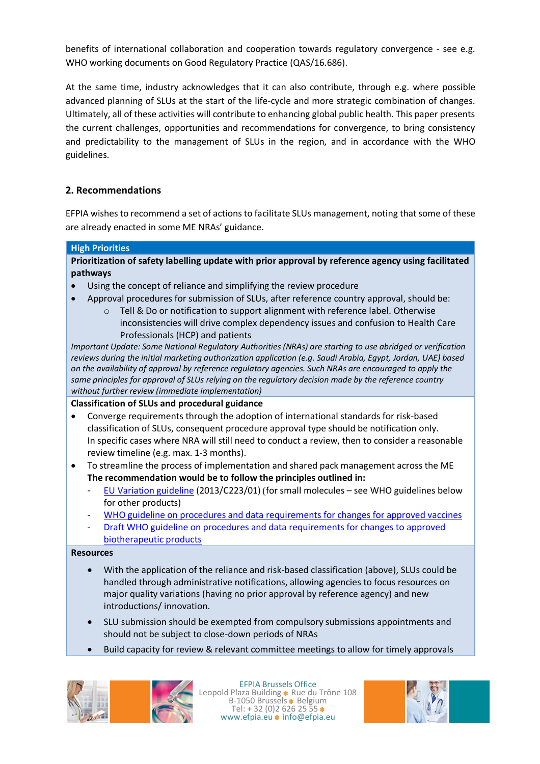benefits of international collaboration and cooperation towards regulatory convergence - see e.g. WHO working documents on Good Regulatory Practice (QAS/16.686).

At the same time, industry acknowledges that it can also contribute, through e.g. where possible advanced planning of SLUs at the start of the life-cycle and more strategic combination of changes. Ultimately, all of these activities will contribute to enhancing global public health. This paper presents the current challenges, opportunities and recommendations for convergence, to bring consistency and predictability to the management of SLUs in the region, and in accordance with the WHO guidelines.

## 2. Recommendations

EFPIA wishes to recommend a set of actions to facilitate SLUs management, noting that some of these are already enacted in some ME NRAs' guidance.

**High Priorities**

**Prioritization of safety labelling update with prior approval by reference agency using facilitated pathways**

- Using the concept of reliance and simplifying the review procedure
- Approval procedures for submission of SLUs, after reference country approval, should be:
  - Tell & Do or notification to support alignment with reference label. Otherwise inconsistencies will drive complex dependency issues and confusion to Health Care Professionals (HCP) and patients

*Important Update: Some National Regulatory Authorities (NRAs) are starting to use abridged or verification reviews during the initial marketing authorization application (e.g. Saudi Arabia, Egypt, Jordan, UAE) based on the availability of approval by reference regulatory agencies. Such NRAs are encouraged to apply the same principles for approval of SLUs relying on the regulatory decision made by the reference country without further review (immediate implementation)*

**Classification of SLUs and procedural guidance**

- Converge requirements through the adoption of international standards for risk-based classification of SLUs, consequent procedure approval type should be notification only. In specific cases where NRA will still need to conduct a review, then to consider a reasonable review timeline (e.g. max. 1-3 months).
- To streamline the process of implementation and shared pack management across the ME  
  **The recommendation would be to follow the principles outlined in:**
  - EU Variation guideline (2013/C223/01) (for small molecules – see WHO guidelines below for other products)
  - WHO guideline on procedures and data requirements for changes for approved vaccines
  - Draft WHO guideline on procedures and data requirements for changes to approved biotherapeutic products

**Resources**

- With the application of the reliance and risk-based classification (above), SLUs could be handled through administrative notifications, allowing agencies to focus resources on major quality variations (having no prior approval by reference agency) and new introductions/ innovation.
- SLU submission should be exempted from compulsory submissions appointments and should not be subject to close-down periods of NRAs
- Build capacity for review & relevant committee meetings to allow for timely approvals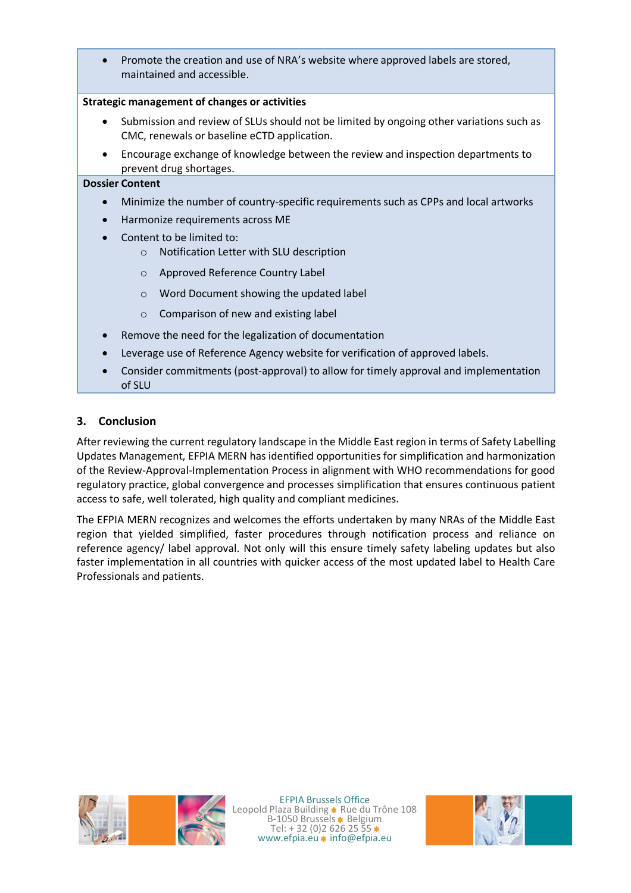- Promote the creation and use of NRA's website where approved labels are stored, maintained and accessible.

**Strategic management of changes or activities**

- Submission and review of SLUs should not be limited by ongoing other variations such as CMC, renewals or baseline eCTD application.
- Encourage exchange of knowledge between the review and inspection departments to prevent drug shortages.

**Dossier Content**

- Minimize the number of country-specific requirements such as CPPs and local artworks
- Harmonize requirements across ME
- Content to be limited to:
  - Notification Letter with SLU description
  - Approved Reference Country Label
  - Word Document showing the updated label
  - Comparison of new and existing label
- Remove the need for the legalization of documentation
- Leverage use of Reference Agency website for verification of approved labels.
- Consider commitments (post-approval) to allow for timely approval and implementation of SLU

## 3. Conclusion

After reviewing the current regulatory landscape in the Middle East region in terms of Safety Labelling Updates Management, EFPIA MERN has identified opportunities for simplification and harmonization of the Review-Approval-Implementation Process in alignment with WHO recommendations for good regulatory practice, global convergence and processes simplification that ensures continuous patient access to safe, well tolerated, high quality and compliant medicines.

The EFPIA MERN recognizes and welcomes the efforts undertaken by many NRAs of the Middle East region that yielded simplified, faster procedures through notification process and reliance on reference agency/ label approval. Not only will this ensure timely safety labeling updates but also faster implementation in all countries with quicker access of the most updated label to Health Care Professionals and patients.